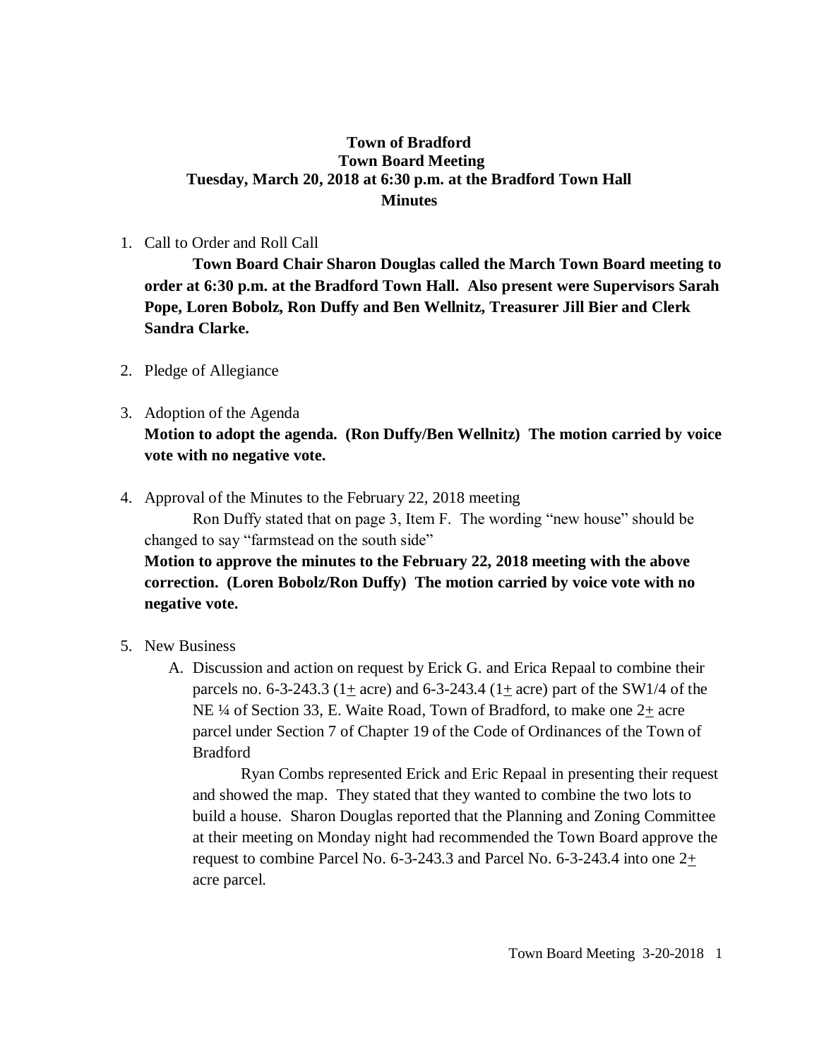# Town of Bradford
## Town Board Meeting
## Tuesday, March 20, 2018 at 6:30 p.m. at the Bradford Town Hall
## Minutes

1. Call to Order and Roll Call

    **Town Board Chair Sharon Douglas called the March Town Board meeting to order at 6:30 p.m. at the Bradford Town Hall. Also present were Supervisors Sarah Pope, Loren Bobolz, Ron Duffy and Ben Wellnitz, Treasurer Jill Bier and Clerk Sandra Clarke.**

2. Pledge of Allegiance

3. Adoption of the Agenda

    **Motion to adopt the agenda. (Ron Duffy/Ben Wellnitz) The motion carried by voice vote with no negative vote.**

4. Approval of the Minutes to the February 22, 2018 meeting

    Ron Duffy stated that on page 3, Item F. The wording "new house" should be changed to say "farmstead on the south side"

    **Motion to approve the minutes to the February 22, 2018 meeting with the above correction. (Loren Bobolz/Ron Duffy) The motion carried by voice vote with no negative vote.**

5. New Business

    A. Discussion and action on request by Erick G. and Erica Repaal to combine their parcels no. 6-3-243.3 (1± acre) and 6-3-243.4 (1± acre) part of the SW1/4 of the NE ¼ of Section 33, E. Waite Road, Town of Bradford, to make one 2± acre parcel under Section 7 of Chapter 19 of the Code of Ordinances of the Town of Bradford

    Ryan Combs represented Erick and Eric Repaal in presenting their request and showed the map. They stated that they wanted to combine the two lots to build a house. Sharon Douglas reported that the Planning and Zoning Committee at their meeting on Monday night had recommended the Town Board approve the request to combine Parcel No. 6-3-243.3 and Parcel No. 6-3-243.4 into one 2± acre parcel.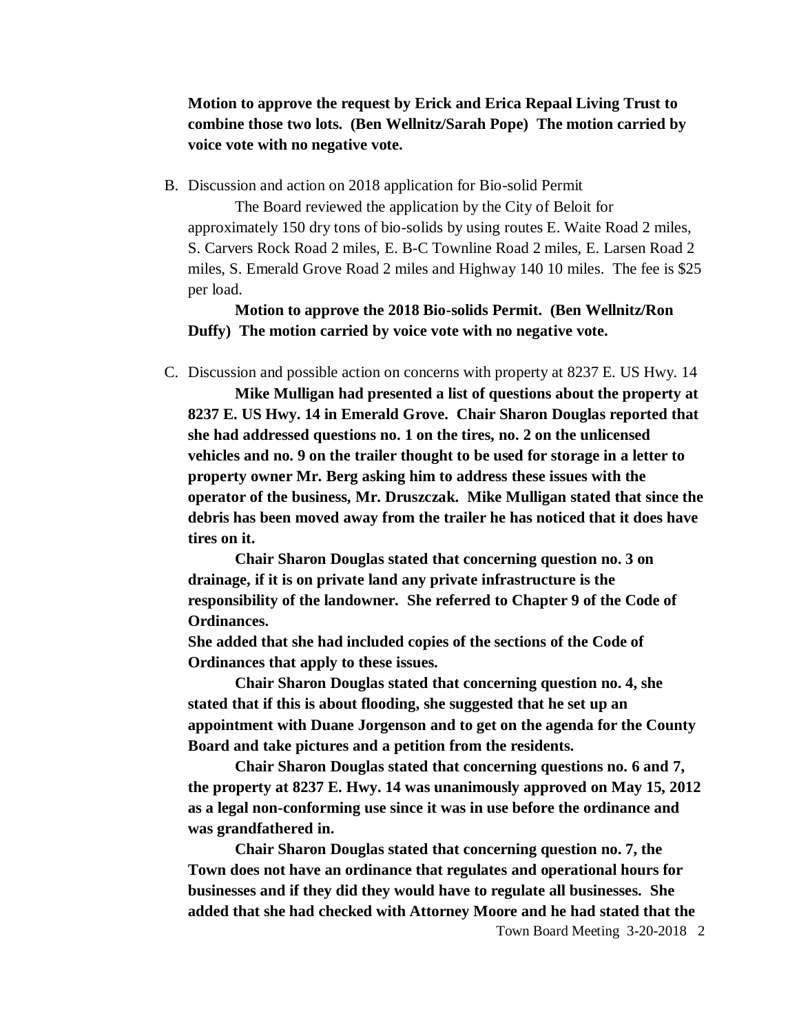**Motion to approve the request by Erick and Erica Repaal Living Trust to combine those two lots. (Ben Wellnitz/Sarah Pope) The motion carried by voice vote with no negative vote.**

B. Discussion and action on 2018 application for Bio-solid Permit

The Board reviewed the application by the City of Beloit for approximately 150 dry tons of bio-solids by using routes E. Waite Road 2 miles, S. Carvers Rock Road 2 miles, E. B-C Townline Road 2 miles, E. Larsen Road 2 miles, S. Emerald Grove Road 2 miles and Highway 140 10 miles. The fee is $25 per load.

**Motion to approve the 2018 Bio-solids Permit. (Ben Wellnitz/Ron Duffy) The motion carried by voice vote with no negative vote.**

C. Discussion and possible action on concerns with property at 8237 E. US Hwy. 14

**Mike Mulligan had presented a list of questions about the property at 8237 E. US Hwy. 14 in Emerald Grove. Chair Sharon Douglas reported that she had addressed questions no. 1 on the tires, no. 2 on the unlicensed vehicles and no. 9 on the trailer thought to be used for storage in a letter to property owner Mr. Berg asking him to address these issues with the operator of the business, Mr. Druszczak. Mike Mulligan stated that since the debris has been moved away from the trailer he has noticed that it does have tires on it.**

**Chair Sharon Douglas stated that concerning question no. 3 on drainage, if it is on private land any private infrastructure is the responsibility of the landowner. She referred to Chapter 9 of the Code of Ordinances.**

**She added that she had included copies of the sections of the Code of Ordinances that apply to these issues.**

**Chair Sharon Douglas stated that concerning question no. 4, she stated that if this is about flooding, she suggested that he set up an appointment with Duane Jorgenson and to get on the agenda for the County Board and take pictures and a petition from the residents.**

**Chair Sharon Douglas stated that concerning questions no. 6 and 7, the property at 8237 E. Hwy. 14 was unanimously approved on May 15, 2012 as a legal non-conforming use since it was in use before the ordinance and was grandfathered in.**

**Chair Sharon Douglas stated that concerning question no. 7, the Town does not have an ordinance that regulates and operational hours for businesses and if they did they would have to regulate all businesses. She added that she had checked with Attorney Moore and he had stated that the**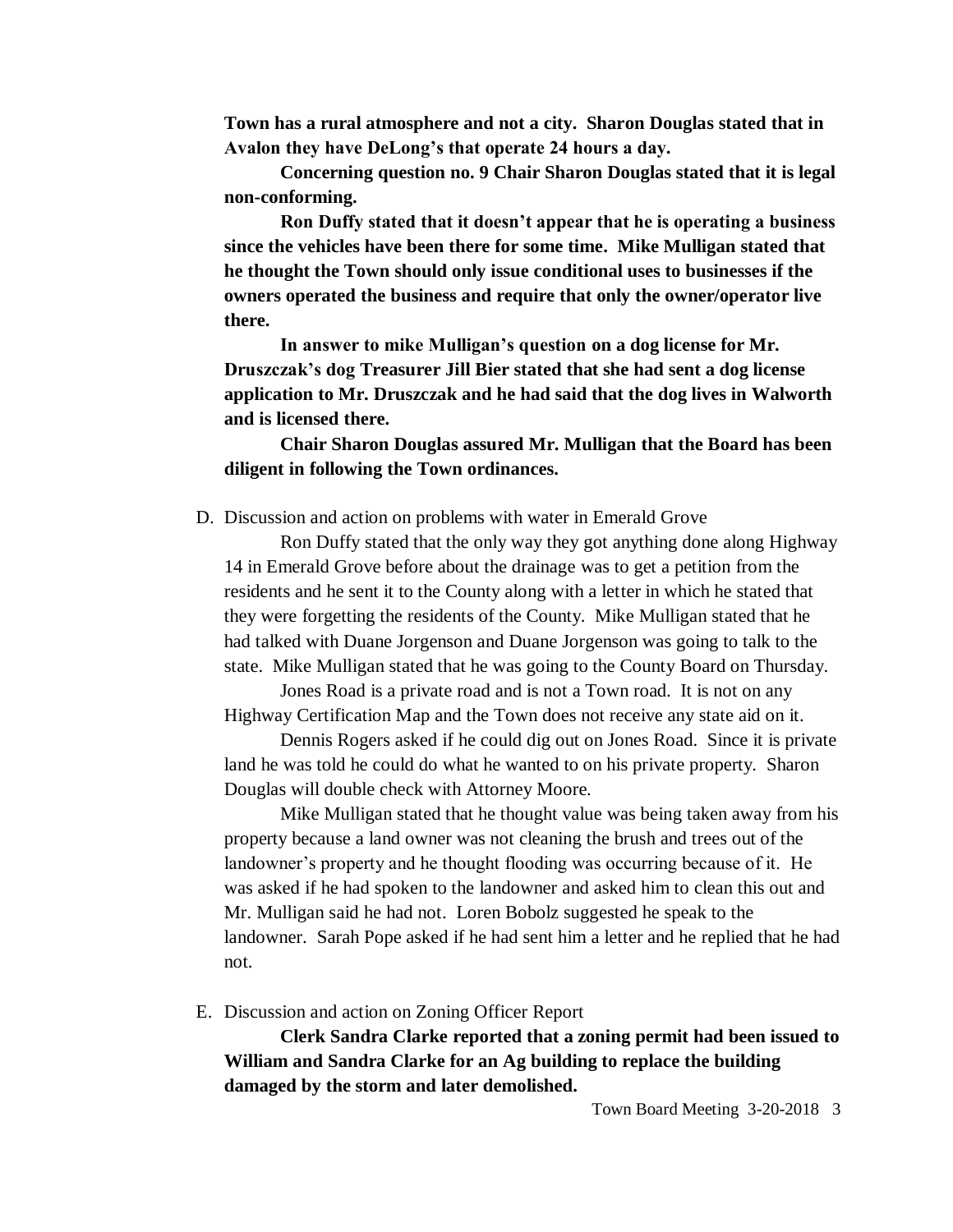**Town has a rural atmosphere and not a city. Sharon Douglas stated that in Avalon they have DeLong's that operate 24 hours a day.**

**Concerning question no. 9 Chair Sharon Douglas stated that it is legal non-conforming.**

**Ron Duffy stated that it doesn't appear that he is operating a business since the vehicles have been there for some time. Mike Mulligan stated that he thought the Town should only issue conditional uses to businesses if the owners operated the business and require that only the owner/operator live there.**

**In answer to mike Mulligan's question on a dog license for Mr. Druszczak's dog Treasurer Jill Bier stated that she had sent a dog license application to Mr. Druszczak and he had said that the dog lives in Walworth and is licensed there.**

**Chair Sharon Douglas assured Mr. Mulligan that the Board has been diligent in following the Town ordinances.**

D. Discussion and action on problems with water in Emerald Grove

Ron Duffy stated that the only way they got anything done along Highway 14 in Emerald Grove before about the drainage was to get a petition from the residents and he sent it to the County along with a letter in which he stated that they were forgetting the residents of the County. Mike Mulligan stated that he had talked with Duane Jorgenson and Duane Jorgenson was going to talk to the state. Mike Mulligan stated that he was going to the County Board on Thursday.

Jones Road is a private road and is not a Town road. It is not on any Highway Certification Map and the Town does not receive any state aid on it.

Dennis Rogers asked if he could dig out on Jones Road. Since it is private land he was told he could do what he wanted to on his private property. Sharon Douglas will double check with Attorney Moore.

Mike Mulligan stated that he thought value was being taken away from his property because a land owner was not cleaning the brush and trees out of the landowner's property and he thought flooding was occurring because of it. He was asked if he had spoken to the landowner and asked him to clean this out and Mr. Mulligan said he had not. Loren Bobolz suggested he speak to the landowner. Sarah Pope asked if he had sent him a letter and he replied that he had not.

E. Discussion and action on Zoning Officer Report

**Clerk Sandra Clarke reported that a zoning permit had been issued to William and Sandra Clarke for an Ag building to replace the building damaged by the storm and later demolished.**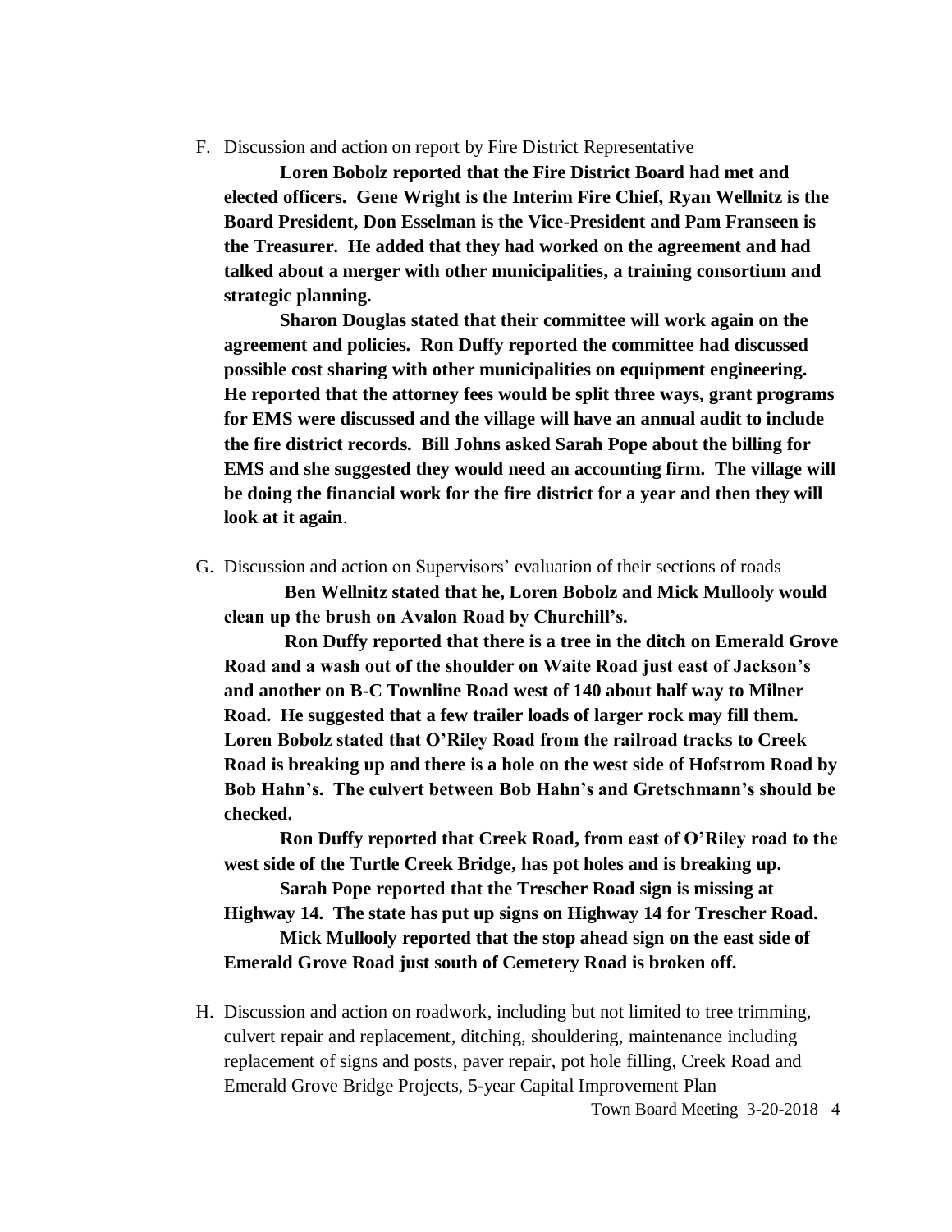F. Discussion and action on report by Fire District Representative

**Loren Bobolz reported that the Fire District Board had met and elected officers. Gene Wright is the Interim Fire Chief, Ryan Wellnitz is the Board President, Don Esselman is the Vice-President and Pam Franseen is the Treasurer. He added that they had worked on the agreement and had talked about a merger with other municipalities, a training consortium and strategic planning.**

**Sharon Douglas stated that their committee will work again on the agreement and policies. Ron Duffy reported the committee had discussed possible cost sharing with other municipalities on equipment engineering. He reported that the attorney fees would be split three ways, grant programs for EMS were discussed and the village will have an annual audit to include the fire district records. Bill Johns asked Sarah Pope about the billing for EMS and she suggested they would need an accounting firm. The village will be doing the financial work for the fire district for a year and then they will look at it again**.

G. Discussion and action on Supervisors' evaluation of their sections of roads

**Ben Wellnitz stated that he, Loren Bobolz and Mick Mullooly would clean up the brush on Avalon Road by Churchill's.**

**Ron Duffy reported that there is a tree in the ditch on Emerald Grove Road and a wash out of the shoulder on Waite Road just east of Jackson's and another on B-C Townline Road west of 140 about half way to Milner Road. He suggested that a few trailer loads of larger rock may fill them. Loren Bobolz stated that O'Riley Road from the railroad tracks to Creek Road is breaking up and there is a hole on the west side of Hofstrom Road by Bob Hahn's. The culvert between Bob Hahn's and Gretschmann's should be checked.**

**Ron Duffy reported that Creek Road, from east of O'Riley road to the west side of the Turtle Creek Bridge, has pot holes and is breaking up.**

**Sarah Pope reported that the Trescher Road sign is missing at Highway 14. The state has put up signs on Highway 14 for Trescher Road.**

**Mick Mullooly reported that the stop ahead sign on the east side of Emerald Grove Road just south of Cemetery Road is broken off.**

H. Discussion and action on roadwork, including but not limited to tree trimming, culvert repair and replacement, ditching, shouldering, maintenance including replacement of signs and posts, paver repair, pot hole filling, Creek Road and Emerald Grove Bridge Projects, 5-year Capital Improvement Plan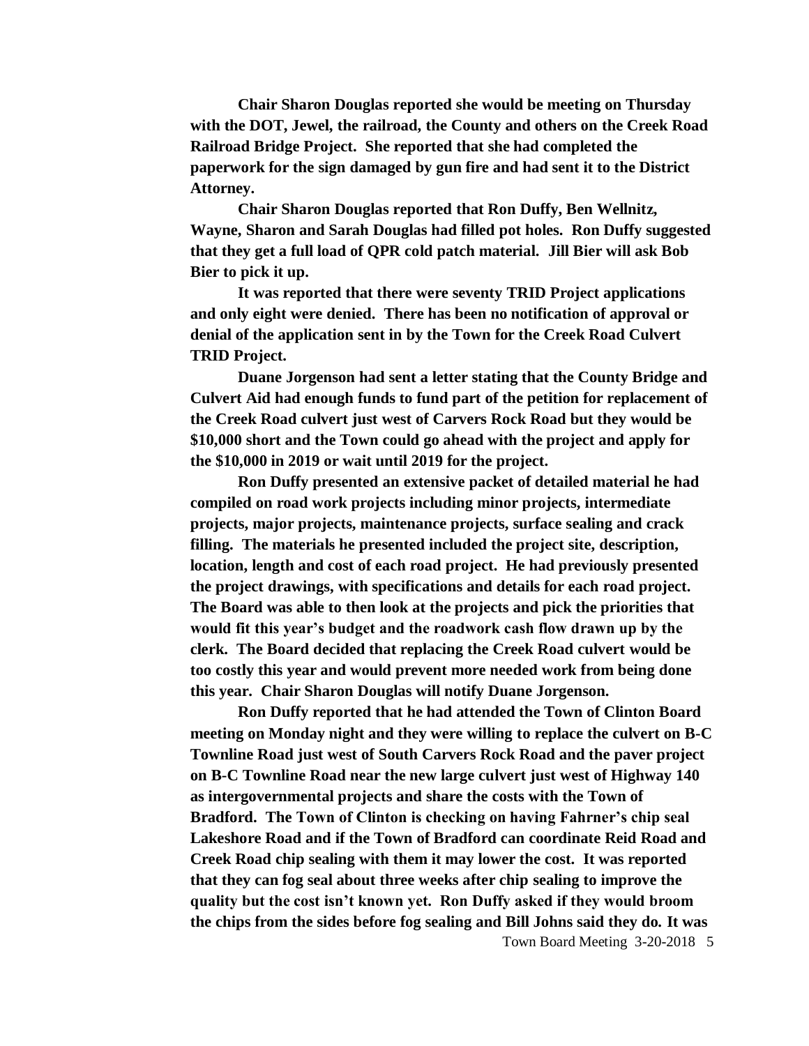**Chair Sharon Douglas reported she would be meeting on Thursday with the DOT, Jewel, the railroad, the County and others on the Creek Road Railroad Bridge Project. She reported that she had completed the paperwork for the sign damaged by gun fire and had sent it to the District Attorney.**

**Chair Sharon Douglas reported that Ron Duffy, Ben Wellnitz, Wayne, Sharon and Sarah Douglas had filled pot holes. Ron Duffy suggested that they get a full load of QPR cold patch material. Jill Bier will ask Bob Bier to pick it up.**

**It was reported that there were seventy TRID Project applications and only eight were denied. There has been no notification of approval or denial of the application sent in by the Town for the Creek Road Culvert TRID Project.**

**Duane Jorgenson had sent a letter stating that the County Bridge and Culvert Aid had enough funds to fund part of the petition for replacement of the Creek Road culvert just west of Carvers Rock Road but they would be $10,000 short and the Town could go ahead with the project and apply for the $10,000 in 2019 or wait until 2019 for the project.**

**Ron Duffy presented an extensive packet of detailed material he had compiled on road work projects including minor projects, intermediate projects, major projects, maintenance projects, surface sealing and crack filling. The materials he presented included the project site, description, location, length and cost of each road project. He had previously presented the project drawings, with specifications and details for each road project. The Board was able to then look at the projects and pick the priorities that would fit this year's budget and the roadwork cash flow drawn up by the clerk. The Board decided that replacing the Creek Road culvert would be too costly this year and would prevent more needed work from being done this year. Chair Sharon Douglas will notify Duane Jorgenson.**

**Ron Duffy reported that he had attended the Town of Clinton Board meeting on Monday night and they were willing to replace the culvert on B-C Townline Road just west of South Carvers Rock Road and the paver project on B-C Townline Road near the new large culvert just west of Highway 140 as intergovernmental projects and share the costs with the Town of Bradford. The Town of Clinton is checking on having Fahrner's chip seal Lakeshore Road and if the Town of Bradford can coordinate Reid Road and Creek Road chip sealing with them it may lower the cost. It was reported that they can fog seal about three weeks after chip sealing to improve the quality but the cost isn't known yet. Ron Duffy asked if they would broom the chips from the sides before fog sealing and Bill Johns said they do. It was**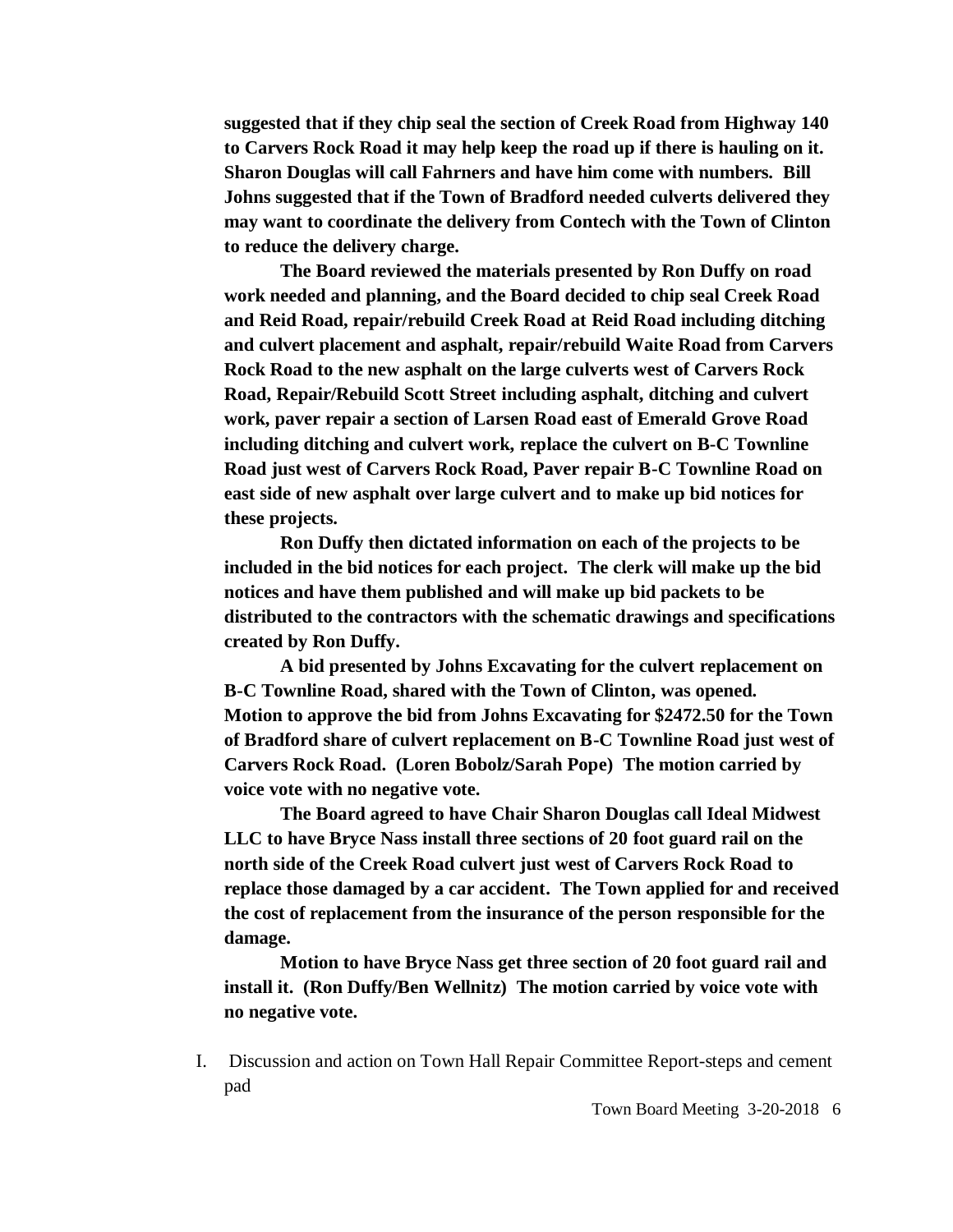**suggested that if they chip seal the section of Creek Road from Highway 140 to Carvers Rock Road it may help keep the road up if there is hauling on it. Sharon Douglas will call Fahrners and have him come with numbers. Bill Johns suggested that if the Town of Bradford needed culverts delivered they may want to coordinate the delivery from Contech with the Town of Clinton to reduce the delivery charge.**

**The Board reviewed the materials presented by Ron Duffy on road work needed and planning, and the Board decided to chip seal Creek Road and Reid Road, repair/rebuild Creek Road at Reid Road including ditching and culvert placement and asphalt, repair/rebuild Waite Road from Carvers Rock Road to the new asphalt on the large culverts west of Carvers Rock Road, Repair/Rebuild Scott Street including asphalt, ditching and culvert work, paver repair a section of Larsen Road east of Emerald Grove Road including ditching and culvert work, replace the culvert on B-C Townline Road just west of Carvers Rock Road, Paver repair B-C Townline Road on east side of new asphalt over large culvert and to make up bid notices for these projects.**

**Ron Duffy then dictated information on each of the projects to be included in the bid notices for each project. The clerk will make up the bid notices and have them published and will make up bid packets to be distributed to the contractors with the schematic drawings and specifications created by Ron Duffy.**

**A bid presented by Johns Excavating for the culvert replacement on B-C Townline Road, shared with the Town of Clinton, was opened. Motion to approve the bid from Johns Excavating for $2472.50 for the Town of Bradford share of culvert replacement on B-C Townline Road just west of Carvers Rock Road. (Loren Bobolz/Sarah Pope) The motion carried by voice vote with no negative vote.**

**The Board agreed to have Chair Sharon Douglas call Ideal Midwest LLC to have Bryce Nass install three sections of 20 foot guard rail on the north side of the Creek Road culvert just west of Carvers Rock Road to replace those damaged by a car accident. The Town applied for and received the cost of replacement from the insurance of the person responsible for the damage.**

**Motion to have Bryce Nass get three section of 20 foot guard rail and install it. (Ron Duffy/Ben Wellnitz) The motion carried by voice vote with no negative vote.**

I. Discussion and action on Town Hall Repair Committee Report-steps and cement pad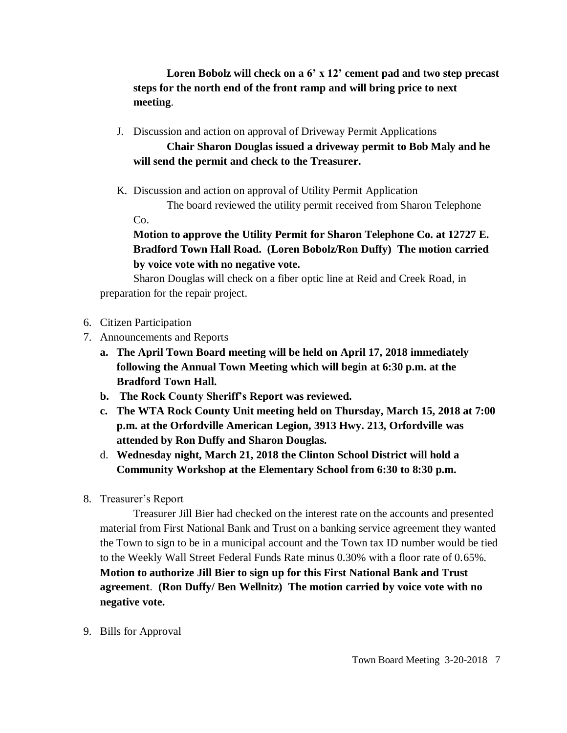**Loren Bobolz will check on a 6' x 12' cement pad and two step precast steps for the north end of the front ramp and will bring price to next meeting**.

J. Discussion and action on approval of Driveway Permit Applications

   **Chair Sharon Douglas issued a driveway permit to Bob Maly and he will send the permit and check to the Treasurer.**

K. Discussion and action on approval of Utility Permit Application

   The board reviewed the utility permit received from Sharon Telephone Co.

   **Motion to approve the Utility Permit for Sharon Telephone Co. at 12727 E. Bradford Town Hall Road. (Loren Bobolz/Ron Duffy) The motion carried by voice vote with no negative vote.**

   Sharon Douglas will check on a fiber optic line at Reid and Creek Road, in preparation for the repair project.

6. Citizen Participation
7. Announcements and Reports
   a. **The April Town Board meeting will be held on April 17, 2018 immediately following the Annual Town Meeting which will begin at 6:30 p.m. at the Bradford Town Hall.**
   b. **The Rock County Sheriff's Report was reviewed.**
   c. **The WTA Rock County Unit meeting held on Thursday, March 15, 2018 at 7:00 p.m. at the Orfordville American Legion, 3913 Hwy. 213, Orfordville was attended by Ron Duffy and Sharon Douglas.**
   d. **Wednesday night, March 21, 2018 the Clinton School District will hold a Community Workshop at the Elementary School from 6:30 to 8:30 p.m.**
8. Treasurer's Report

   Treasurer Jill Bier had checked on the interest rate on the accounts and presented material from First National Bank and Trust on a banking service agreement they wanted the Town to sign to be in a municipal account and the Town tax ID number would be tied to the Weekly Wall Street Federal Funds Rate minus 0.30% with a floor rate of 0.65%. **Motion to authorize Jill Bier to sign up for this First National Bank and Trust agreement**. **(Ron Duffy/ Ben Wellnitz) The motion carried by voice vote with no negative vote.**

9. Bills for Approval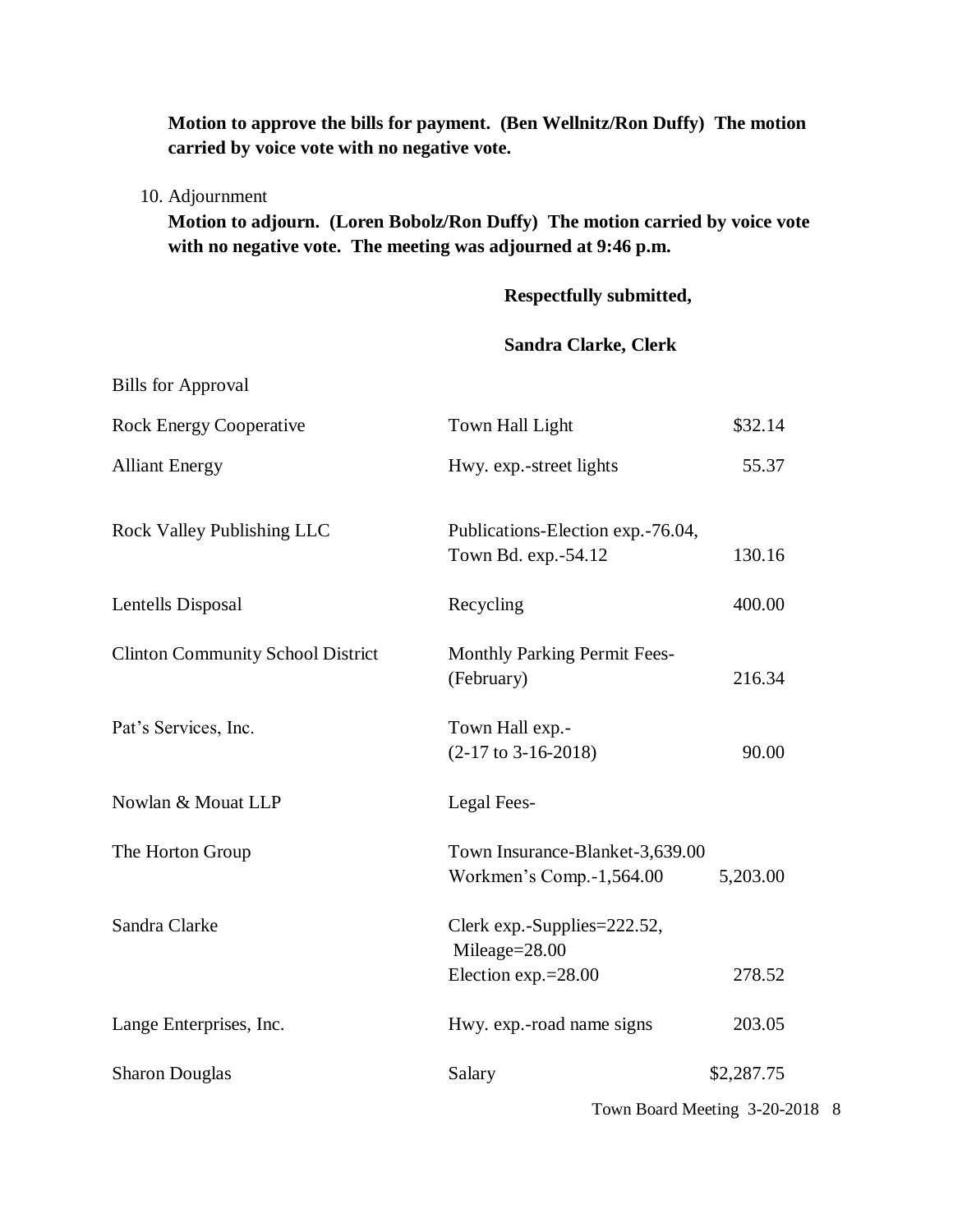**Motion to approve the bills for payment. (Ben Wellnitz/Ron Duffy) The motion carried by voice vote with no negative vote.**

10. Adjournment

**Motion to adjourn. (Loren Bobolz/Ron Duffy) The motion carried by voice vote with no negative vote. The meeting was adjourned at 9:46 p.m.**

**Respectfully submitted,**

**Sandra Clarke, Clerk**

Bills for Approval

| | | |
|---|---|---|
| Rock Energy Cooperative | Town Hall Light | $32.14 |
| Alliant Energy | Hwy. exp.-street lights | 55.37 |
| Rock Valley Publishing LLC | Publications-Election exp.-76.04, Town Bd. exp.-54.12 | 130.16 |
| Lentells Disposal | Recycling | 400.00 |
| Clinton Community School District | Monthly Parking Permit Fees-(February) | 216.34 |
| Pat's Services, Inc. | Town Hall exp.-(2-17 to 3-16-2018) | 90.00 |
| Nowlan & Mouat LLP | Legal Fees- | |
| The Horton Group | Town Insurance-Blanket-3,639.00 Workmen's Comp.-1,564.00 | 5,203.00 |
| Sandra Clarke | Clerk exp.-Supplies=222.52, Mileage=28.00 Election exp.=28.00 | 278.52 |
| Lange Enterprises, Inc. | Hwy. exp.-road name signs | 203.05 |
| Sharon Douglas | Salary | $2,287.75 |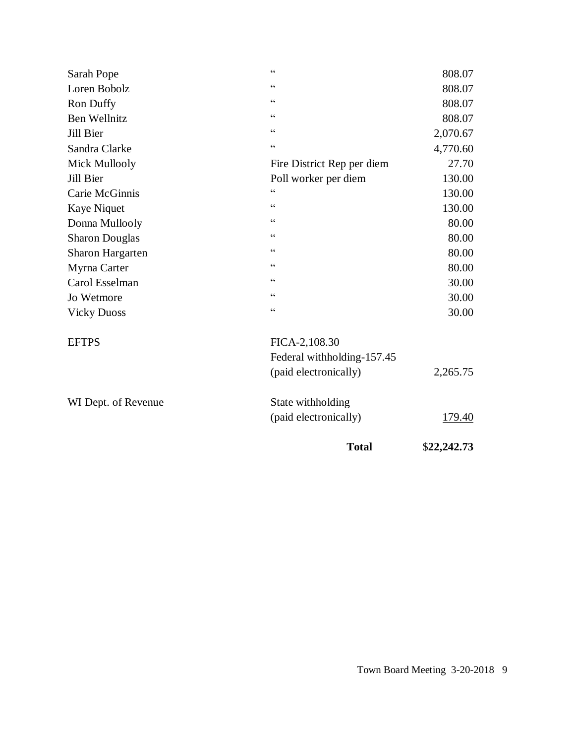| | | |
|---|---|---|
| Sarah Pope | " | 808.07 |
| Loren Bobolz | " | 808.07 |
| Ron Duffy | " | 808.07 |
| Ben Wellnitz | " | 808.07 |
| Jill Bier | " | 2,070.67 |
| Sandra Clarke | " | 4,770.60 |
| Mick Mullooly | Fire District Rep per diem | 27.70 |
| Jill Bier | Poll worker per diem | 130.00 |
| Carie McGinnis | " | 130.00 |
| Kaye Niquet | " | 130.00 |
| Donna Mullooly | " | 80.00 |
| Sharon Douglas | " | 80.00 |
| Sharon Hargarten | " | 80.00 |
| Myrna Carter | " | 80.00 |
| Carol Esselman | " | 30.00 |
| Jo Wetmore | " | 30.00 |
| Vicky Duoss | " | 30.00 |
| EFTPS | FICA-2,108.30<br>Federal withholding-157.45<br>(paid electronically) | 2,265.75 |
| WI Dept. of Revenue | State withholding<br>(paid electronically) | 179.40 |
| | **Total** | $**22,242.73** |